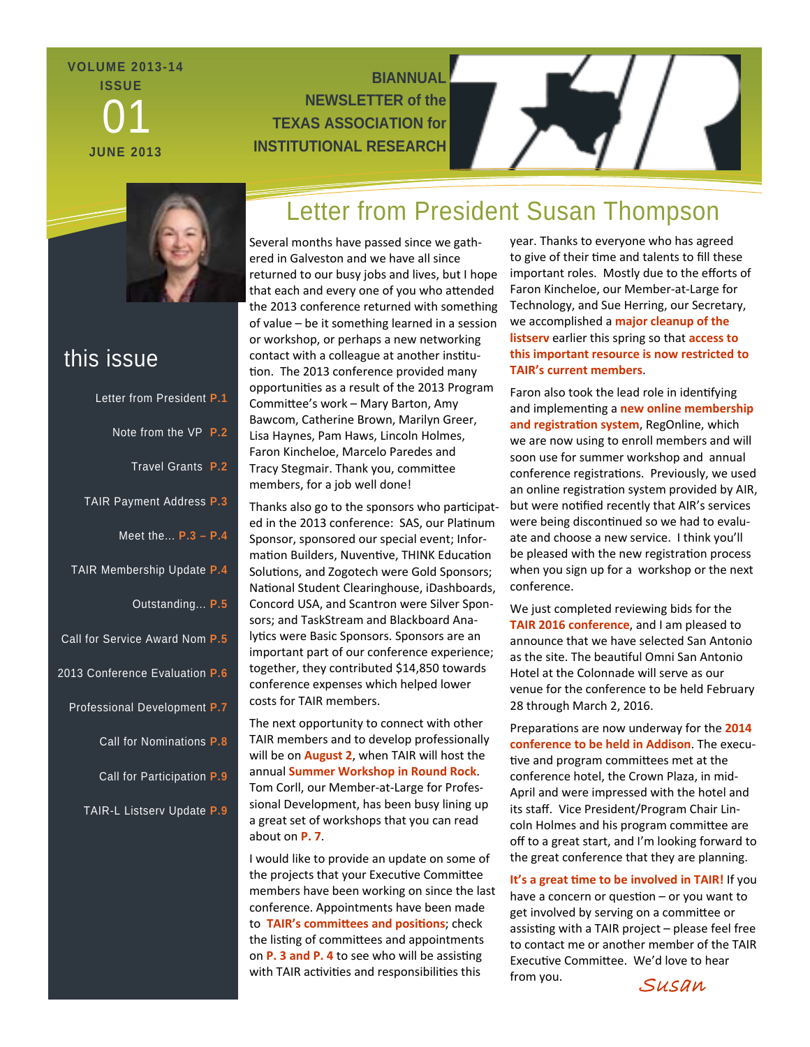VOLUME 2013-14
ISSUE
01
JUNE 2013

BIANNUAL NEWSLETTER of the TEXAS ASSOCIATION for INSTITUTIONAL RESEARCH

## this issue

- Letter from President P.1
- Note from the VP P.2
- Travel Grants P.2
- TAIR Payment Address P.3
- Meet the... P.3 – P.4
- TAIR Membership Update P.4
- Outstanding... P.5
- Call for Service Award Nom P.5
- 2013 Conference Evaluation P.6
- Professional Development P.7
- Call for Nominations P.8
- Call for Participation P.9
- TAIR-L Listserv Update P.9

# Letter from President Susan Thompson

Several months have passed since we gathered in Galveston and we have all since returned to our busy jobs and lives, but I hope that each and every one of you who attended the 2013 conference returned with something of value – be it something learned in a session or workshop, or perhaps a new networking contact with a colleague at another institution. The 2013 conference provided many opportunities as a result of the 2013 Program Committee's work – Mary Barton, Amy Bawcom, Catherine Brown, Marilyn Greer, Lisa Haynes, Pam Haws, Lincoln Holmes, Faron Kincheloe, Marcelo Paredes and Tracy Stegmair. Thank you, committee members, for a job well done!

Thanks also go to the sponsors who participated in the 2013 conference: SAS, our Platinum Sponsor, sponsored our special event; Information Builders, Nuventive, THINK Education Solutions, and Zogotech were Gold Sponsors; National Student Clearinghouse, iDashboards, Concord USA, and Scantron were Silver Sponsors; and TaskStream and Blackboard Analytics were Basic Sponsors. Sponsors are an important part of our conference experience; together, they contributed $14,850 towards conference expenses which helped lower costs for TAIR members.

The next opportunity to connect with other TAIR members and to develop professionally will be on **August 2**, when TAIR will host the annual **Summer Workshop in Round Rock**. Tom Corll, our Member-at-Large for Professional Development, has been busy lining up a great set of workshops that you can read about on **P. 7**.

I would like to provide an update on some of the projects that your Executive Committee members have been working on since the last conference. Appointments have been made to **TAIR's committees and positions**; check the listing of committees and appointments on **P. 3 and P. 4** to see who will be assisting with TAIR activities and responsibilities this year. Thanks to everyone who has agreed to give of their time and talents to fill these important roles. Mostly due to the efforts of Faron Kincheloe, our Member-at-Large for Technology, and Sue Herring, our Secretary, we accomplished a **major cleanup of the listserv** earlier this spring so that **access to this important resource is now restricted to TAIR's current members**.

Faron also took the lead role in identifying and implementing a **new online membership and registration system**, RegOnline, which we are now using to enroll members and will soon use for summer workshop and annual conference registrations. Previously, we used an online registration system provided by AIR, but were notified recently that AIR's services were being discontinued so we had to evaluate and choose a new service. I think you'll be pleased with the new registration process when you sign up for a workshop or the next conference.

We just completed reviewing bids for the **TAIR 2016 conference**, and I am pleased to announce that we have selected San Antonio as the site. The beautiful Omni San Antonio Hotel at the Colonnade will serve as our venue for the conference to be held February 28 through March 2, 2016.

Preparations are now underway for the **2014 conference to be held in Addison**. The executive and program committees met at the conference hotel, the Crown Plaza, in mid-April and were impressed with the hotel and its staff. Vice President/Program Chair Lincoln Holmes and his program committee are off to a great start, and I'm looking forward to the great conference that they are planning.

**It's a great time to be involved in TAIR!** If you have a concern or question – or you want to get involved by serving on a committee or assisting with a TAIR project – please feel free to contact me or another member of the TAIR Executive Committee. We'd love to hear from you.

*Susan*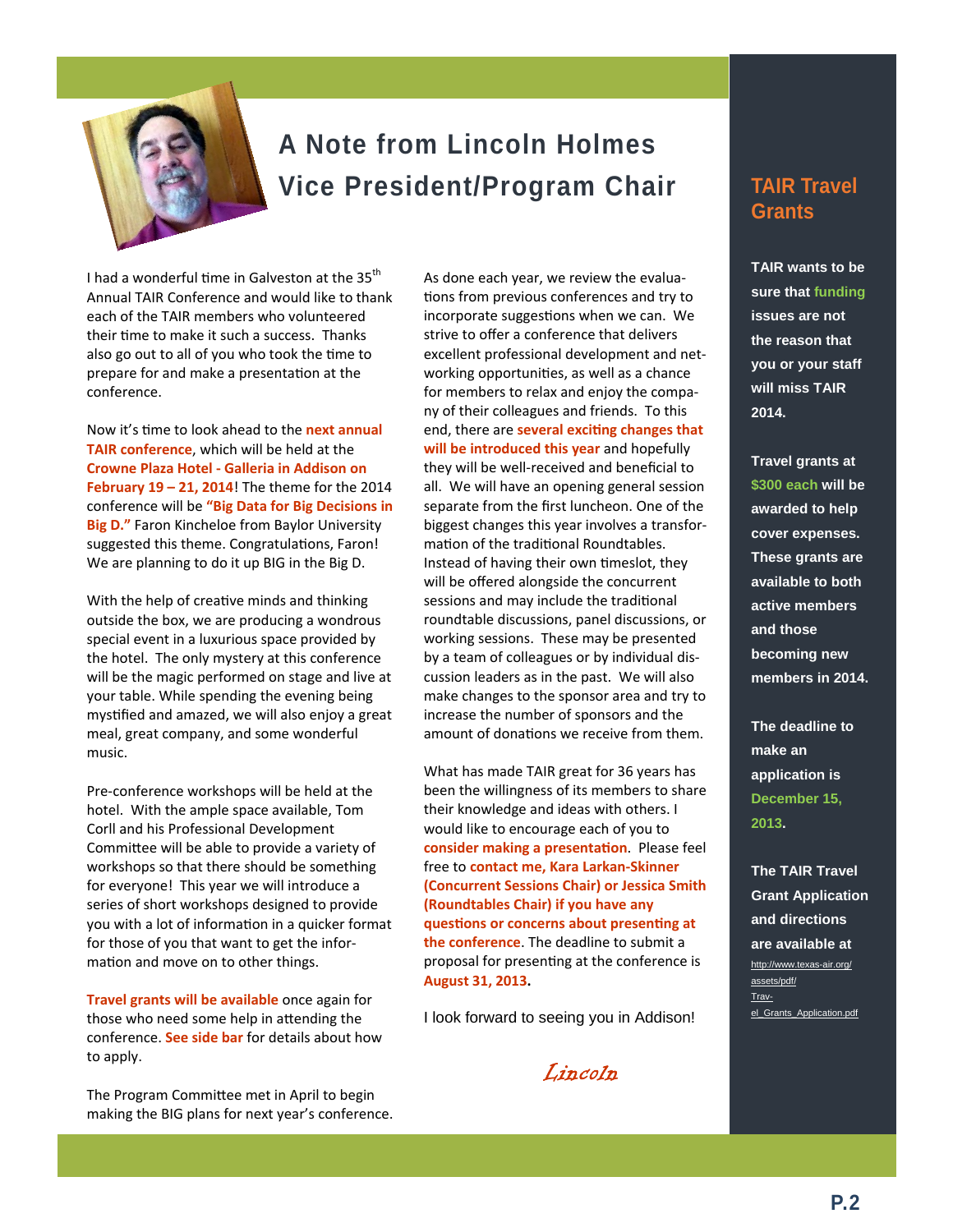# A Note from Lincoln Holmes Vice President/Program Chair

I had a wonderful time in Galveston at the 35th Annual TAIR Conference and would like to thank each of the TAIR members who volunteered their time to make it such a success. Thanks also go out to all of you who took the time to prepare for and make a presentation at the conference.

Now it's time to look ahead to the **next annual TAIR conference**, which will be held at the **Crowne Plaza Hotel - Galleria in Addison on February 19 – 21, 2014**! The theme for the 2014 conference will be **"Big Data for Big Decisions in Big D."** Faron Kincheloe from Baylor University suggested this theme. Congratulations, Faron! We are planning to do it up BIG in the Big D.

With the help of creative minds and thinking outside the box, we are producing a wondrous special event in a luxurious space provided by the hotel. The only mystery at this conference will be the magic performed on stage and live at your table. While spending the evening being mystified and amazed, we will also enjoy a great meal, great company, and some wonderful music.

Pre-conference workshops will be held at the hotel. With the ample space available, Tom Corll and his Professional Development Committee will be able to provide a variety of workshops so that there should be something for everyone! This year we will introduce a series of short workshops designed to provide you with a lot of information in a quicker format for those of you that want to get the information and move on to other things.

**Travel grants will be available** once again for those who need some help in attending the conference. **See side bar** for details about how to apply.

The Program Committee met in April to begin making the BIG plans for next year's conference. As done each year, we review the evaluations from previous conferences and try to incorporate suggestions when we can. We strive to offer a conference that delivers excellent professional development and networking opportunities, as well as a chance for members to relax and enjoy the company of their colleagues and friends. To this end, there are **several exciting changes that will be introduced this year** and hopefully they will be well-received and beneficial to all. We will have an opening general session separate from the first luncheon. One of the biggest changes this year involves a transformation of the traditional Roundtables. Instead of having their own timeslot, they will be offered alongside the concurrent sessions and may include the traditional roundtable discussions, panel discussions, or working sessions. These may be presented by a team of colleagues or by individual discussion leaders as in the past. We will also make changes to the sponsor area and try to increase the number of sponsors and the amount of donations we receive from them.

What has made TAIR great for 36 years has been the willingness of its members to share their knowledge and ideas with others. I would like to encourage each of you to **consider making a presentation**. Please feel free to **contact me, Kara Larkan-Skinner (Concurrent Sessions Chair) or Jessica Smith (Roundtables Chair) if you have any questions or concerns about presenting at the conference**. The deadline to submit a proposal for presenting at the conference is **August 31, 2013.**

I look forward to seeing you in Addison!

*Lincoln*

## TAIR Travel Grants

**TAIR wants to be sure that funding issues are not the reason that you or your staff will miss TAIR 2014.**

**Travel grants at $300 each will be awarded to help cover expenses. These grants are available to both active members and those becoming new members in 2014.**

**The deadline to make an application is December 15, 2013.**

**The TAIR Travel Grant Application and directions are available at** http://www.texas-air.org/assets/pdf/Travel_Grants_Application.pdf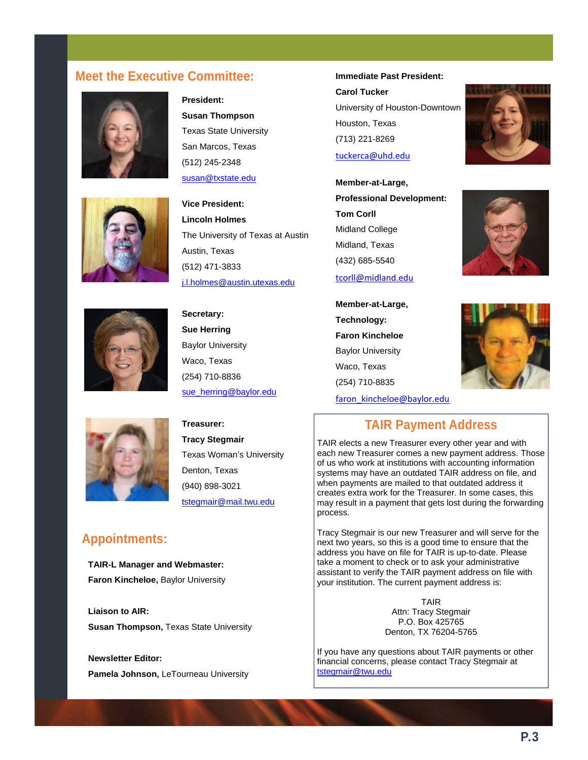## Meet the Executive Committee:

**President:**
**Susan Thompson**
Texas State University
San Marcos, Texas
(512) 245-2348
susan@txstate.edu

**Vice President:**
**Lincoln Holmes**
The University of Texas at Austin
Austin, Texas
(512) 471-3833
j.l.holmes@austin.utexas.edu

**Secretary:**
**Sue Herring**
Baylor University
Waco, Texas
(254) 710-8836
sue_herring@baylor.edu

**Treasurer:**
**Tracy Stegmair**
Texas Woman's University
Denton, Texas
(940) 898-3021
tstegmair@mail.twu.edu

**Immediate Past President:**
**Carol Tucker**
University of Houston-Downtown
Houston, Texas
(713) 221-8269
tuckerca@uhd.edu

**Member-at-Large,**
**Professional Development:**
**Tom Corll**
Midland College
Midland, Texas
(432) 685-5540
tcorll@midland.edu

**Member-at-Large,**
**Technology:**
**Faron Kincheloe**
Baylor University
Waco, Texas
(254) 710-8835
faron_kincheloe@baylor.edu

## Appointments:

**TAIR-L Manager and Webmaster:**
**Faron Kincheloe,** Baylor University

**Liaison to AIR:**
**Susan Thompson,** Texas State University

**Newsletter Editor:**
**Pamela Johnson,** LeTourneau University

## TAIR Payment Address

TAIR elects a new Treasurer every other year and with each new Treasurer comes a new payment address. Those of us who work at institutions with accounting information systems may have an outdated TAIR address on file, and when payments are mailed to that outdated address it creates extra work for the Treasurer. In some cases, this may result in a payment that gets lost during the forwarding process.

Tracy Stegmair is our new Treasurer and will serve for the next two years, so this is a good time to ensure that the address you have on file for TAIR is up-to-date. Please take a moment to check or to ask your administrative assistant to verify the TAIR payment address on file with your institution. The current payment address is:

TAIR
Attn: Tracy Stegmair
P.O. Box 425765
Denton, TX 76204-5765

If you have any questions about TAIR payments or other financial concerns, please contact Tracy Stegmair at tstegmair@twu.edu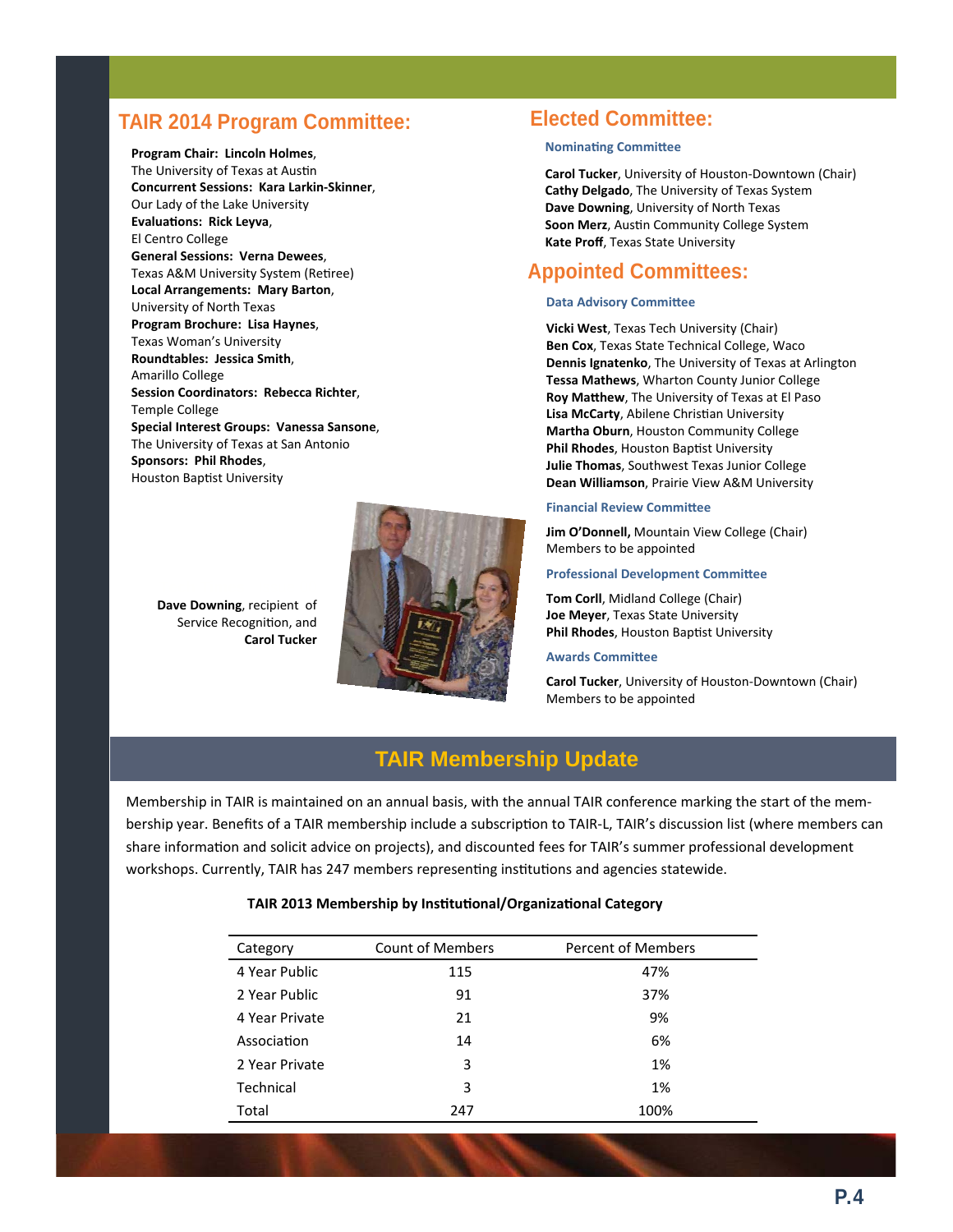## TAIR 2014 Program Committee:

**Program Chair: Lincoln Holmes**, The University of Texas at Austin
**Concurrent Sessions: Kara Larkin-Skinner**, Our Lady of the Lake University
**Evaluations: Rick Leyva**, El Centro College
**General Sessions: Verna Dewees**, Texas A&M University System (Retiree)
**Local Arrangements: Mary Barton**, University of North Texas
**Program Brochure: Lisa Haynes**, Texas Woman's University
**Roundtables: Jessica Smith**, Amarillo College
**Session Coordinators: Rebecca Richter**, Temple College
**Special Interest Groups: Vanessa Sansone**, The University of Texas at San Antonio
**Sponsors: Phil Rhodes**, Houston Baptist University

**Dave Downing**, recipient of Service Recognition, and **Carol Tucker**

## Elected Committee:

### Nominating Committee

**Carol Tucker**, University of Houston-Downtown (Chair)
**Cathy Delgado**, The University of Texas System
**Dave Downing**, University of North Texas
**Soon Merz**, Austin Community College System
**Kate Proff**, Texas State University

## Appointed Committees:

### Data Advisory Committee

**Vicki West**, Texas Tech University (Chair)
**Ben Cox**, Texas State Technical College, Waco
**Dennis Ignatenko**, The University of Texas at Arlington
**Tessa Mathews**, Wharton County Junior College
**Roy Matthew**, The University of Texas at El Paso
**Lisa McCarty**, Abilene Christian University
**Martha Oburn**, Houston Community College
**Phil Rhodes**, Houston Baptist University
**Julie Thomas**, Southwest Texas Junior College
**Dean Williamson**, Prairie View A&M University

### Financial Review Committee

**Jim O'Donnell,** Mountain View College (Chair)
Members to be appointed

### Professional Development Committee

**Tom Corll**, Midland College (Chair)
**Joe Meyer**, Texas State University
**Phil Rhodes**, Houston Baptist University

### Awards Committee

**Carol Tucker**, University of Houston-Downtown (Chair)
Members to be appointed

## TAIR Membership Update

Membership in TAIR is maintained on an annual basis, with the annual TAIR conference marking the start of the membership year. Benefits of a TAIR membership include a subscription to TAIR-L, TAIR's discussion list (where members can share information and solicit advice on projects), and discounted fees for TAIR's summer professional development workshops. Currently, TAIR has 247 members representing institutions and agencies statewide.

**TAIR 2013 Membership by Institutional/Organizational Category**

| Category | Count of Members | Percent of Members |
|---|---|---|
| 4 Year Public | 115 | 47% |
| 2 Year Public | 91 | 37% |
| 4 Year Private | 21 | 9% |
| Association | 14 | 6% |
| 2 Year Private | 3 | 1% |
| Technical | 3 | 1% |
| Total | 247 | 100% |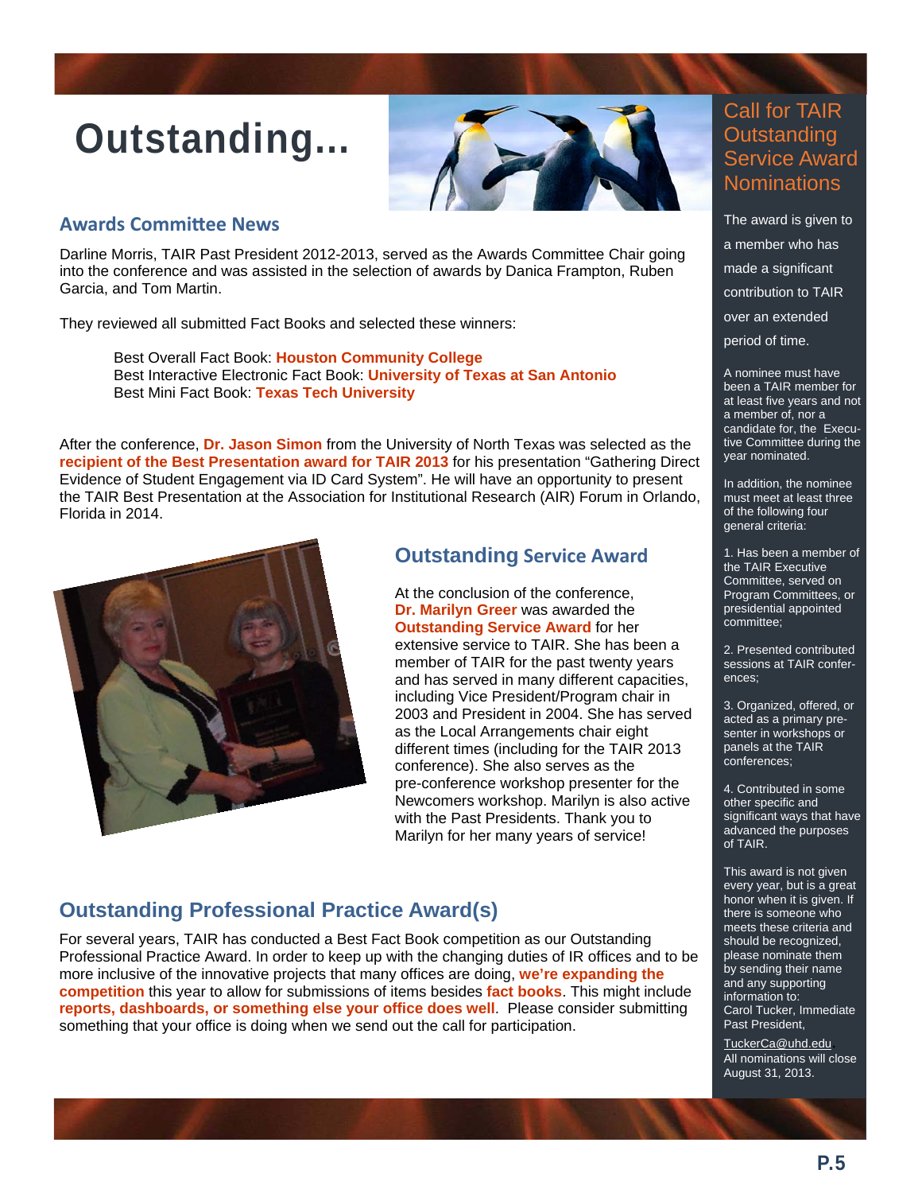# Outstanding...

## Awards Committee News

Darline Morris, TAIR Past President 2012-2013, served as the Awards Committee Chair going into the conference and was assisted in the selection of awards by Danica Frampton, Ruben Garcia, and Tom Martin.

They reviewed all submitted Fact Books and selected these winners:

Best Overall Fact Book: **Houston Community College**
Best Interactive Electronic Fact Book: **University of Texas at San Antonio**
Best Mini Fact Book: **Texas Tech University**

After the conference, **Dr. Jason Simon** from the University of North Texas was selected as the **recipient of the Best Presentation award for TAIR 2013** for his presentation "Gathering Direct Evidence of Student Engagement via ID Card System". He will have an opportunity to present the TAIR Best Presentation at the Association for Institutional Research (AIR) Forum in Orlando, Florida in 2014.

## Outstanding Service Award

At the conclusion of the conference, **Dr. Marilyn Greer** was awarded the **Outstanding Service Award** for her extensive service to TAIR. She has been a member of TAIR for the past twenty years and has served in many different capacities, including Vice President/Program chair in 2003 and President in 2004. She has served as the Local Arrangements chair eight different times (including for the TAIR 2013 conference). She also serves as the pre-conference workshop presenter for the Newcomers workshop. Marilyn is also active with the Past Presidents. Thank you to Marilyn for her many years of service!

## Outstanding Professional Practice Award(s)

For several years, TAIR has conducted a Best Fact Book competition as our Outstanding Professional Practice Award. In order to keep up with the changing duties of IR offices and to be more inclusive of the innovative projects that many offices are doing, **we're expanding the competition** this year to allow for submissions of items besides **fact books**. This might include **reports, dashboards, or something else your office does well**. Please consider submitting something that your office is doing when we send out the call for participation.

## Call for TAIR Outstanding Service Award Nominations

The award is given to a member who has made a significant contribution to TAIR over an extended period of time.

A nominee must have been a TAIR member for at least five years and not a member of, nor a candidate for, the Executive Committee during the year nominated.

In addition, the nominee must meet at least three of the following four general criteria:

1. Has been a member of the TAIR Executive Committee, served on Program Committees, or presidential appointed committee;

2. Presented contributed sessions at TAIR conferences;

3. Organized, offered, or acted as a primary presenter in workshops or panels at the TAIR conferences;

4. Contributed in some other specific and significant ways that have advanced the purposes of TAIR.

This award is not given every year, but is a great honor when it is given. If there is someone who meets these criteria and should be recognized, please nominate them by sending their name and any supporting information to:
Carol Tucker, Immediate Past President,
TuckerCa@uhd.edu
All nominations will close August 31, 2013.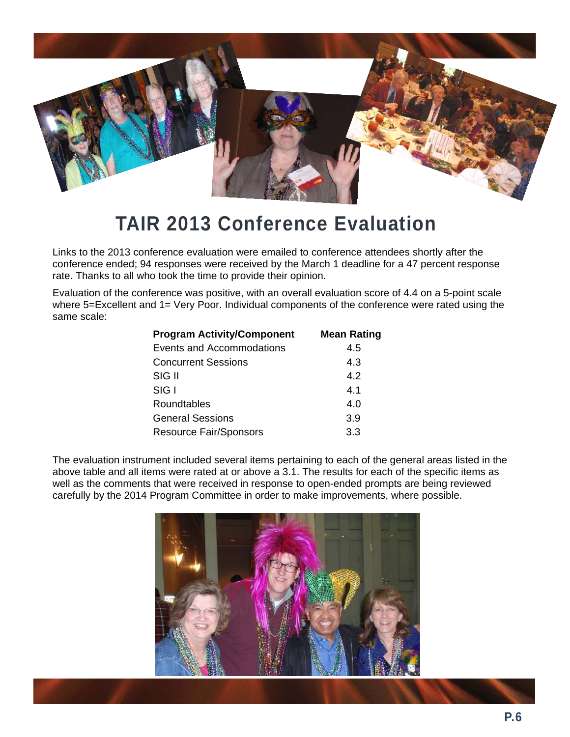# TAIR 2013 Conference Evaluation

Links to the 2013 conference evaluation were emailed to conference attendees shortly after the conference ended; 94 responses were received by the March 1 deadline for a 47 percent response rate. Thanks to all who took the time to provide their opinion.

Evaluation of the conference was positive, with an overall evaluation score of 4.4 on a 5-point scale where 5=Excellent and 1= Very Poor. Individual components of the conference were rated using the same scale:

| Program Activity/Component | Mean Rating |
| --- | --- |
| Events and Accommodations | 4.5 |
| Concurrent Sessions | 4.3 |
| SIG II | 4.2 |
| SIG I | 4.1 |
| Roundtables | 4.0 |
| General Sessions | 3.9 |
| Resource Fair/Sponsors | 3.3 |

The evaluation instrument included several items pertaining to each of the general areas listed in the above table and all items were rated at or above a 3.1. The results for each of the specific items as well as the comments that were received in response to open-ended prompts are being reviewed carefully by the 2014 Program Committee in order to make improvements, where possible.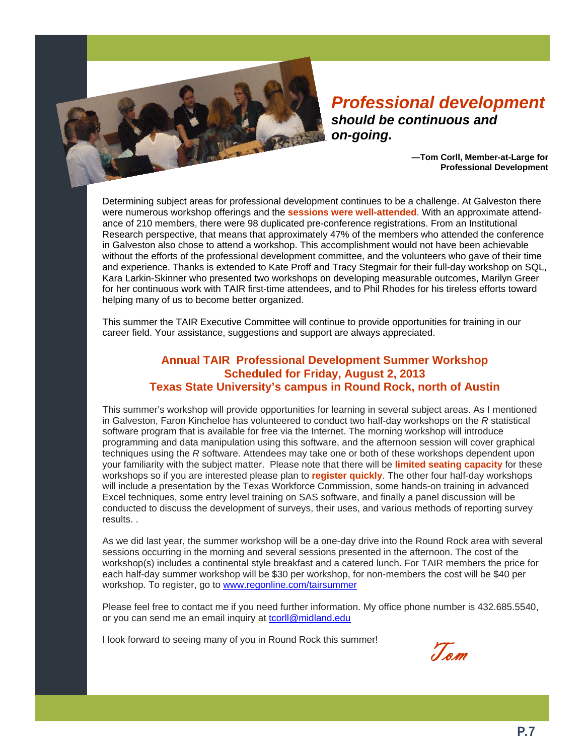## *Professional development* *should be continuous and on-going.*

**—Tom Corll, Member-at-Large for Professional Development**

Determining subject areas for professional development continues to be a challenge. At Galveston there were numerous workshop offerings and the **sessions were well-attended**. With an approximate attendance of 210 members, there were 98 duplicated pre-conference registrations. From an Institutional Research perspective, that means that approximately 47% of the members who attended the conference in Galveston also chose to attend a workshop. This accomplishment would not have been achievable without the efforts of the professional development committee, and the volunteers who gave of their time and experience. Thanks is extended to Kate Proff and Tracy Stegmair for their full-day workshop on SQL, Kara Larkin-Skinner who presented two workshops on developing measurable outcomes, Marilyn Greer for her continuous work with TAIR first-time attendees, and to Phil Rhodes for his tireless efforts toward helping many of us to become better organized.

This summer the TAIR Executive Committee will continue to provide opportunities for training in our career field. Your assistance, suggestions and support are always appreciated.

### Annual TAIR Professional Development Summer Workshop
### Scheduled for Friday, August 2, 2013
### Texas State University's campus in Round Rock, north of Austin

This summer's workshop will provide opportunities for learning in several subject areas. As I mentioned in Galveston, Faron Kincheloe has volunteered to conduct two half-day workshops on the *R* statistical software program that is available for free via the Internet. The morning workshop will introduce programming and data manipulation using this software, and the afternoon session will cover graphical techniques using the *R* software. Attendees may take one or both of these workshops dependent upon your familiarity with the subject matter. Please note that there will be **limited seating capacity** for these workshops so if you are interested please plan to **register quickly**. The other four half-day workshops will include a presentation by the Texas Workforce Commission, some hands-on training in advanced Excel techniques, some entry level training on SAS software, and finally a panel discussion will be conducted to discuss the development of surveys, their uses, and various methods of reporting survey results. .

As we did last year, the summer workshop will be a one-day drive into the Round Rock area with several sessions occurring in the morning and several sessions presented in the afternoon. The cost of the workshop(s) includes a continental style breakfast and a catered lunch. For TAIR members the price for each half-day summer workshop will be $30 per workshop, for non-members the cost will be $40 per workshop. To register, go to www.regonline.com/tairsummer

Please feel free to contact me if you need further information. My office phone number is 432.685.5540, or you can send me an email inquiry at tcorll@midland.edu

I look forward to seeing many of you in Round Rock this summer!

*Tom*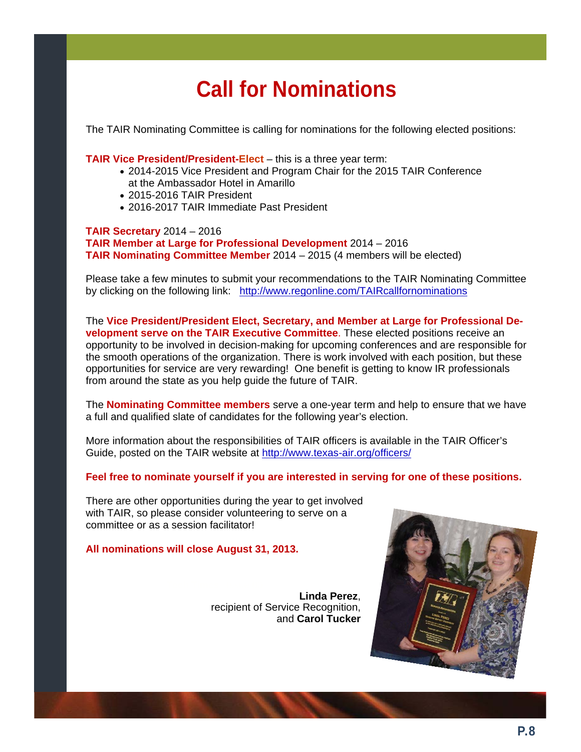# Call for Nominations

The TAIR Nominating Committee is calling for nominations for the following elected positions:

**TAIR Vice President/President-Elect** – this is a three year term:

- 2014-2015 Vice President and Program Chair for the 2015 TAIR Conference at the Ambassador Hotel in Amarillo
- 2015-2016 TAIR President
- 2016-2017 TAIR Immediate Past President

**TAIR Secretary** 2014 – 2016
**TAIR Member at Large for Professional Development** 2014 – 2016
**TAIR Nominating Committee Member** 2014 – 2015 (4 members will be elected)

Please take a few minutes to submit your recommendations to the TAIR Nominating Committee by clicking on the following link: http://www.regonline.com/TAIRcallfornominations

The **Vice President/President Elect, Secretary, and Member at Large for Professional Development serve on the TAIR Executive Committee**. These elected positions receive an opportunity to be involved in decision-making for upcoming conferences and are responsible for the smooth operations of the organization. There is work involved with each position, but these opportunities for service are very rewarding! One benefit is getting to know IR professionals from around the state as you help guide the future of TAIR.

The **Nominating Committee members** serve a one-year term and help to ensure that we have a full and qualified slate of candidates for the following year's election.

More information about the responsibilities of TAIR officers is available in the TAIR Officer's Guide, posted on the TAIR website at http://www.texas-air.org/officers/

**Feel free to nominate yourself if you are interested in serving for one of these positions.**

There are other opportunities during the year to get involved with TAIR, so please consider volunteering to serve on a committee or as a session facilitator!

**All nominations will close August 31, 2013.**

**Linda Perez**, recipient of Service Recognition, and **Carol Tucker**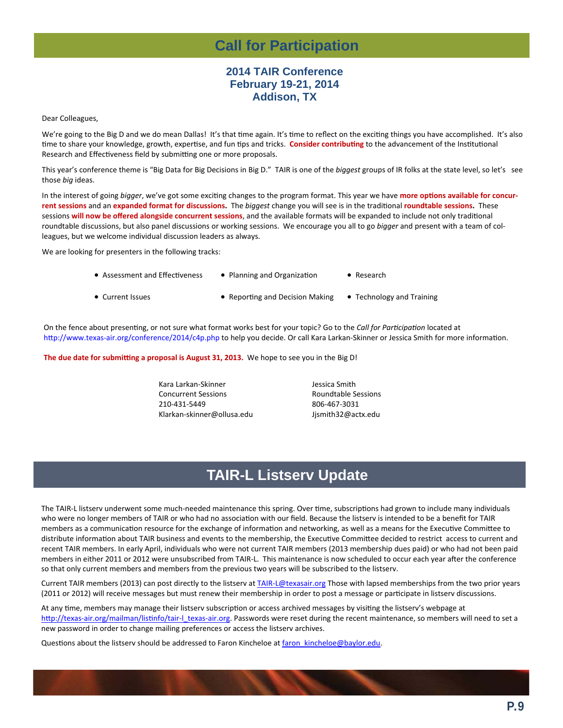# Call for Participation

### 2014 TAIR Conference
### February 19-21, 2014
### Addison, TX

Dear Colleagues,

We're going to the Big D and we do mean Dallas! It's that time again. It's time to reflect on the exciting things you have accomplished. It's also time to share your knowledge, growth, expertise, and fun tips and tricks. **Consider contributing** to the advancement of the Institutional Research and Effectiveness field by submitting one or more proposals.

This year's conference theme is "Big Data for Big Decisions in Big D." TAIR is one of the *biggest* groups of IR folks at the state level, so let's see those *big* ideas.

In the interest of going *bigger*, we've got some exciting changes to the program format. This year we have **more options available for concurrent sessions** and an **expanded format for discussions.** The *biggest* change you will see is in the traditional **roundtable sessions.** These sessions **will now be offered alongside concurrent sessions**, and the available formats will be expanded to include not only traditional roundtable discussions, but also panel discussions or working sessions. We encourage you all to go *bigger* and present with a team of colleagues, but we welcome individual discussion leaders as always.

We are looking for presenters in the following tracks:

- Assessment and Effectiveness
- Planning and Organization
- Research
- Current Issues
- Reporting and Decision Making
- Technology and Training

On the fence about presenting, or not sure what format works best for your topic? Go to the *Call for Participation* located at http://www.texas-air.org/conference/2014/c4p.php to help you decide. Or call Kara Larkan-Skinner or Jessica Smith for more information.

**The due date for submitting a proposal is August 31, 2013.** We hope to see you in the Big D!

Kara Larkan-Skinner
Concurrent Sessions
210-431-5449
Klarkan-skinner@ollusa.edu

Jessica Smith
Roundtable Sessions
806-467-3031
Jjsmith32@actx.edu

# TAIR-L Listserv Update

The TAIR-L listserv underwent some much-needed maintenance this spring. Over time, subscriptions had grown to include many individuals who were no longer members of TAIR or who had no association with our field. Because the listserv is intended to be a benefit for TAIR members as a communication resource for the exchange of information and networking, as well as a means for the Executive Committee to distribute information about TAIR business and events to the membership, the Executive Committee decided to restrict access to current and recent TAIR members. In early April, individuals who were not current TAIR members (2013 membership dues paid) or who had not been paid members in either 2011 or 2012 were unsubscribed from TAIR-L. This maintenance is now scheduled to occur each year after the conference so that only current members and members from the previous two years will be subscribed to the listserv.

Current TAIR members (2013) can post directly to the listserv at TAIR-L@texasair.org Those with lapsed memberships from the two prior years (2011 or 2012) will receive messages but must renew their membership in order to post a message or participate in listserv discussions.

At any time, members may manage their listserv subscription or access archived messages by visiting the listserv's webpage at http://texas-air.org/mailman/listinfo/tair-l_texas-air.org. Passwords were reset during the recent maintenance, so members will need to set a new password in order to change mailing preferences or access the listserv archives.

Questions about the listserv should be addressed to Faron Kincheloe at faron_kincheloe@baylor.edu.